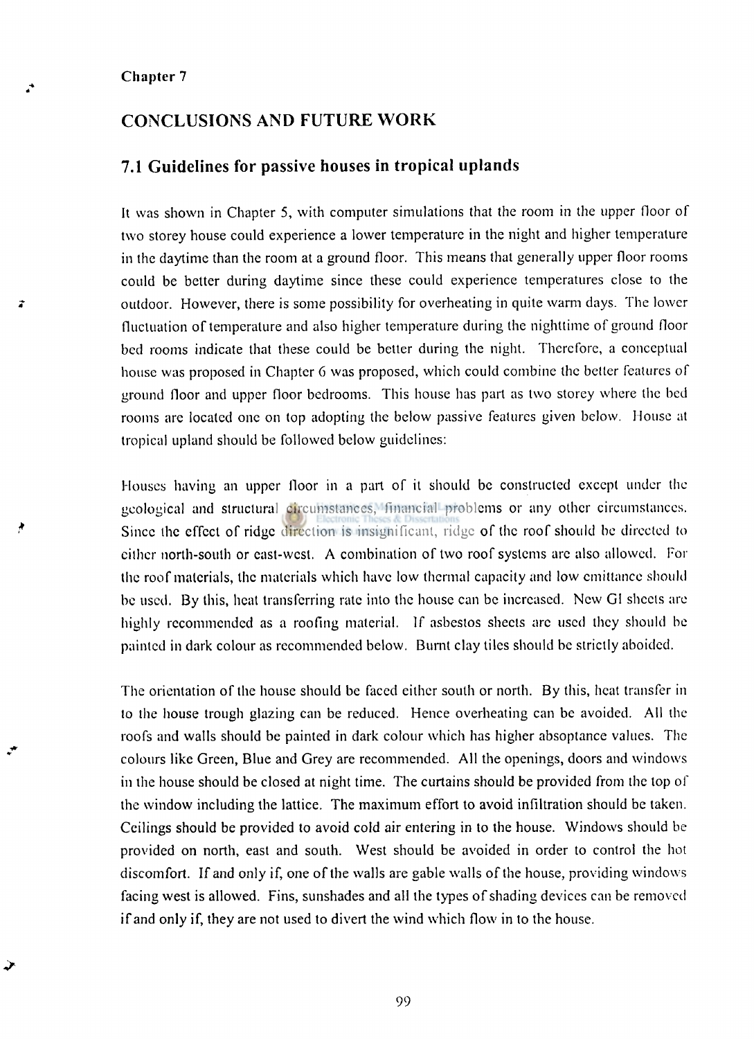Chapter 7

# CONCLUSIONS AND FUTURE WORK

## 7.1 Guidelines for passive houses in tropical uplands

It was shown in Chapter 5, with computer simulations that the room in the upper floor of two storey house could experience a lower temperature in the night and higher temperature in the daytime than the room at a ground floor. This means that generally upper floor rooms could be better during daytime since these could experience temperatures close to the outdoor. However, there is some possibility for overheating in quite warm days. The lower fluctuation of temperature and also higher temperature during the nighttime of ground floor bed rooms indicate that these could be better during the night. Therefore, a conceptual house was proposed in Chapter 6 was proposed, which could combine the better features of ground floor and upper floor bedrooms. This house has part as two storey where the bed rooms are located one on top adopting the below passive features given below. House at tropical upland should be followed below guidelines:

Houses having an upper floor in a part of it should be constructed except under the geological and structural circumstances, financial problems or any other circumstances. Since the effect of ridge direction is insignificant, ridge of the roof should be directed to either north-south or east-west. A combination of two roof systems are also allowed. For the roof materials, the materials which have low thermal capacity and low emittance should be used. By this, heat transferring rate into the house can be increased. New GI sheets are highly recommended as a roofing material. If asbestos sheets are used they should be painted in dark colour as recommended below. Burnt clay tiles should be strictly aboided.

The orientation of the house should be faced either south or north. By this, heat transfer in to the house trough glazing can be reduced. Hence overheating can be avoided. All the roofs and walls should be painted in dark colour which has higher absoptance values. The colours like Green, Blue and Grey are recommended. All the openings, doors and windows in the house should be closed at night time. The curtains should be provided from the top of the window including the lattice. The maximum effort to avoid infiltration should be taken. Ceilings should be provided to avoid cold air entering in to the house. Windows should be provided on north, east and south. West should be avoided in order to control the hot discomfort. If and only if, one of the walls are gable walls of the house, providing windows facing west is allowed. Fins, sunshades and all the types of shading devices can be removed if and only if, they are not used to divert the wind which flow in to the house.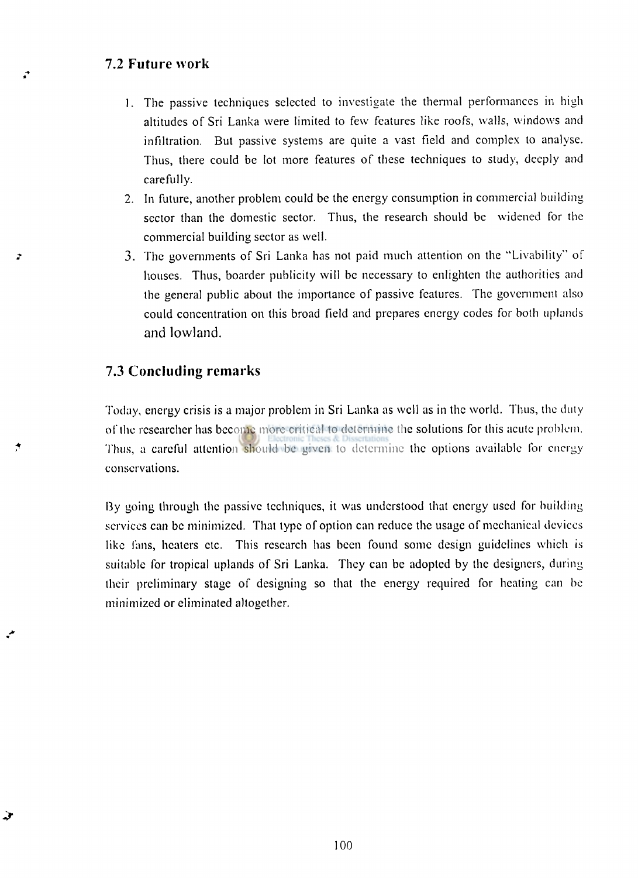## 7.2 Future work

1. The passive techniques selected to investigate the thermal performances in high altitudes of Sri Lanka were limited to few features like roofs, walls, windows and infiltration. But passive systems are quite a vast field and complex to analyse. Thus, there could be lot more features of these techniques to study, deeply and carefully.
2. In future, another problem could be the energy consumption in commercial building sector than the domestic sector. Thus, the research should be widened for the commercial building sector as well.
3. The governments of Sri Lanka has not paid much attention on the "Livability" of houses. Thus, boarder publicity will be necessary to enlighten the authorities and the general public about the importance of passive features. The government also could concentration on this broad field and prepares energy codes for both uplands and lowland.

## 7.3 Concluding remarks

Today, energy crisis is a major problem in Sri Lanka as well as in the world. Thus, the duty of the researcher has become more critical to determine the solutions for this acute problem. Thus, a careful attention should be given to determine the options available for energy conservations.

By going through the passive techniques, it was understood that energy used for building services can be minimized. That type of option can reduce the usage of mechanical devices like fans, heaters etc. This research has been found some design guidelines which is suitable for tropical uplands of Sri Lanka. They can be adopted by the designers, during their preliminary stage of designing so that the energy required for heating can be minimized or eliminated altogether.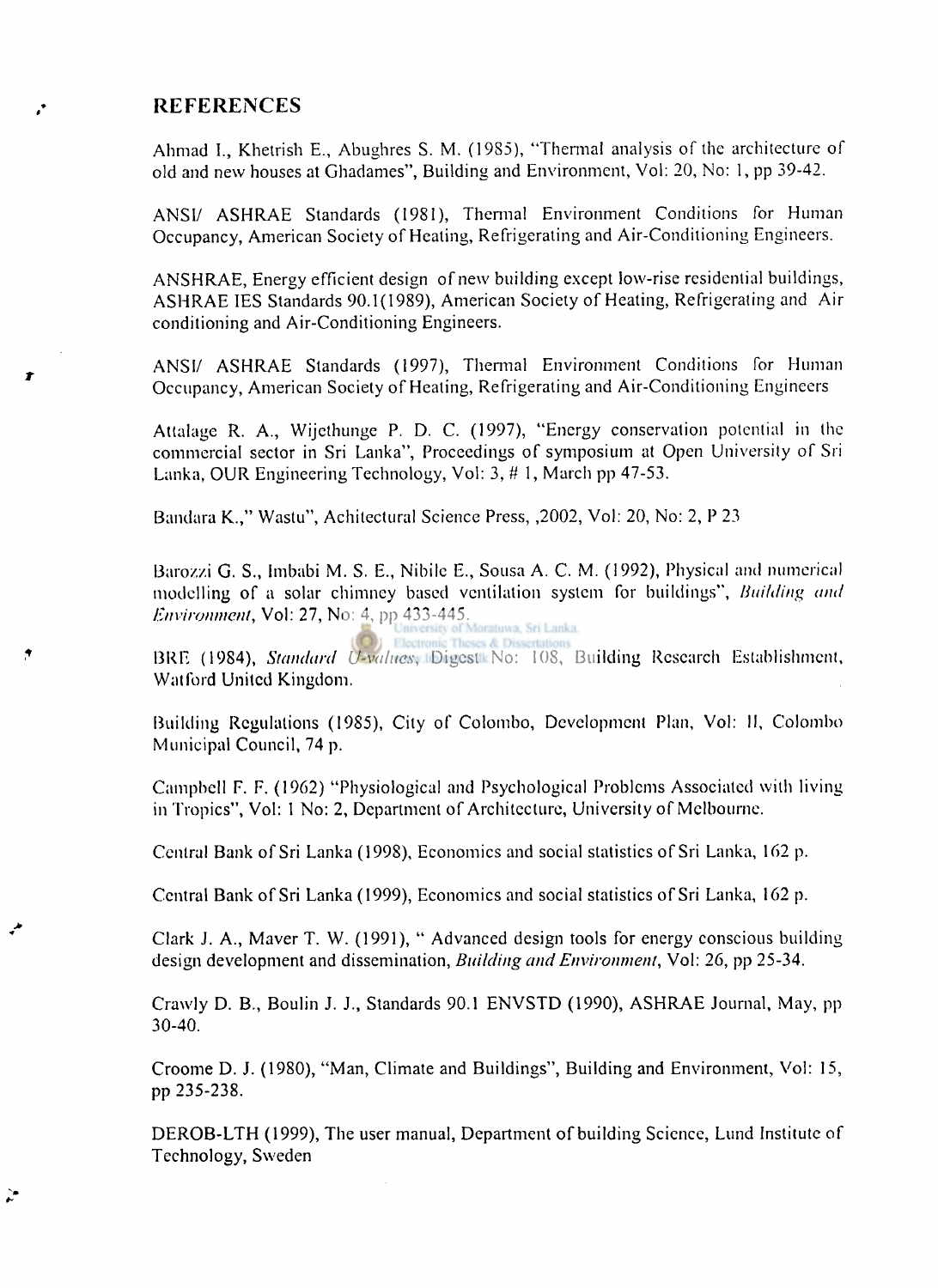## REFERENCES

Ahmad I., Khetrish E., Abughres S. M. (1985), "Thermal analysis of the architecture of old and new houses at Ghadames", Building and Environment, Vol: 20, No: 1, pp 39-42.

ANSI/ ASHRAE Standards (1981), Thermal Environment Conditions for Human Occupancy, American Society of Heating, Refrigerating and Air-Conditioning Engineers.

ANSHRAE, Energy efficient design of new building except low-rise residential buildings, ASHRAE IES Standards 90.1(1989), American Society of Heating, Refrigerating and Air conditioning and Air-Conditioning Engineers.

ANSI/ ASHRAE Standards (1997), Thermal Environment Conditions for Human Occupancy, American Society of Heating, Refrigerating and Air-Conditioning Engineers

Attalage R. A., Wijethunge P. D. C. (1997), "Energy conservation potential in the commercial sector in Sri Lanka", Proceedings of symposium at Open University of Sri Lanka, OUR Engineering Technology, Vol: 3, # 1, March pp 47-53.

Bandara K.," Wastu", Achitectural Science Press, ,2002, Vol: 20, No: 2, P 23

Barozzi G. S., Imbabi M. S. E., Nibile E., Sousa A. C. M. (1992), Physical and numerical modelling of a solar chimney based ventilation system for buildings", *Building and Environment*, Vol: 27, No: 4, pp 433-445.

BRE (1984), *Standard U-values*, Digest No: 108, Building Research Establishment, Watford United Kingdom.

Building Regulations (1985), City of Colombo, Development Plan, Vol: II, Colombo Municipal Council, 74 p.

Campbell F. F. (1962) "Physiological and Psychological Problems Associated with living in Tropics", Vol: 1 No: 2, Department of Architecture, University of Melbourne.

Central Bank of Sri Lanka (1998), Economics and social statistics of Sri Lanka, 162 p.

Central Bank of Sri Lanka (1999), Economics and social statistics of Sri Lanka, 162 p.

Clark J. A., Maver T. W. (1991), " Advanced design tools for energy conscious building design development and dissemination, *Building and Environment*, Vol: 26, pp 25-34.

Crawly D. B., Boulin J. J., Standards 90.1 ENVSTD (1990), ASHRAE Journal, May, pp 30-40.

Croome D. J. (1980), "Man, Climate and Buildings", Building and Environment, Vol: 15, pp 235-238.

DEROB-LTH (1999), The user manual, Department of building Science, Lund Institute of Technology, Sweden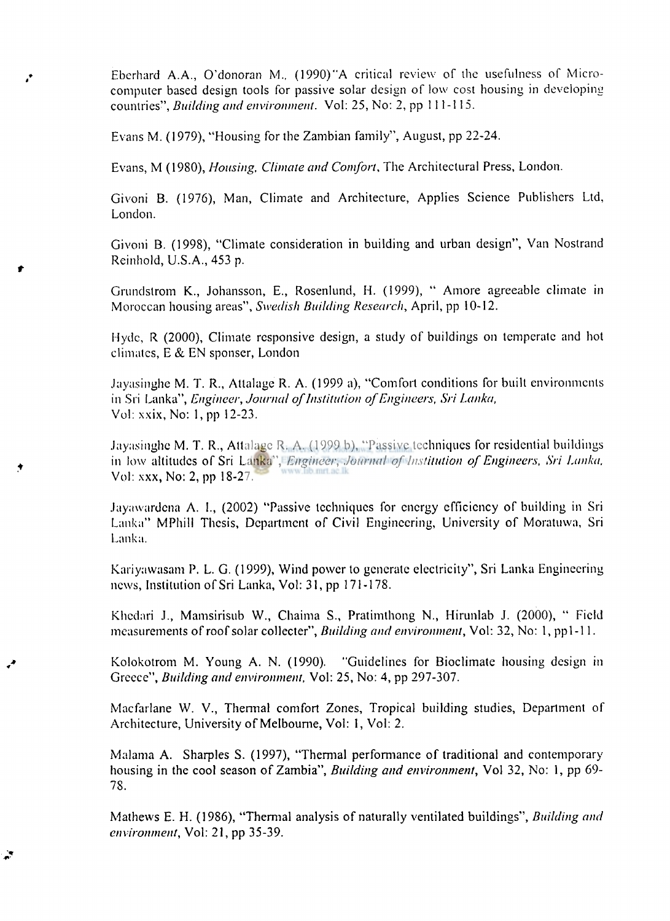Eberhard A.A., O'donoran M., (1990)"A critical review of the usefulness of Micro-computer based design tools for passive solar design of low cost housing in developing countries", *Building and environment*. Vol: 25, No: 2, pp 111-115.

Evans M. (1979), "Housing for the Zambian family", August, pp 22-24.

Evans, M (1980), *Housing, Climate and Comfort*, The Architectural Press, London.

Givoni B. (1976), Man, Climate and Architecture, Applies Science Publishers Ltd, London.

Givoni B. (1998), "Climate consideration in building and urban design", Van Nostrand Reinhold, U.S.A., 453 p.

Grundstrom K., Johansson, E., Rosenlund, H. (1999), " Amore agreeable climate in Moroccan housing areas", *Swedish Building Research*, April, pp 10-12.

Hyde, R (2000), Climate responsive design, a study of buildings on temperate and hot climates, E & EN sponser, London

Jayasinghe M. T. R., Attalage R. A. (1999 a), "Comfort conditions for built environments in Sri Lanka", *Engineer, Journal of Institution of Engineers, Sri Lanka*, Vol: xxix, No: 1, pp 12-23.

Jayasinghe M. T. R., Attalage R. A. (1999 b), "Passive techniques for residential buildings in low altitudes of Sri Lanka", *Engineer, Journal of Institution of Engineers, Sri Lanka*, Vol: xxx, No: 2, pp 18-27.

Jayawardena A. I., (2002) "Passive techniques for energy efficiency of building in Sri Lanka" MPhill Thesis, Department of Civil Engineering, University of Moratuwa, Sri Lanka.

Kariyawasam P. L. G. (1999), Wind power to generate electricity", Sri Lanka Engineering news, Institution of Sri Lanka, Vol: 31, pp 171-178.

Khedari J., Mamsirisub W., Chaima S., Pratimthong N., Hirunlab J. (2000), " Field measurements of roof solar collecter", *Building and environment*, Vol: 32, No: 1, pp1-11.

Kolokotrom M. Young A. N. (1990). "Guidelines for Bioclimate housing design in Greece", *Building and environment*, Vol: 25, No: 4, pp 297-307.

Macfarlane W. V., Thermal comfort Zones, Tropical building studies, Department of Architecture, University of Melbourne, Vol: 1, Vol: 2.

Malama A. Sharples S. (1997), "Thermal performance of traditional and contemporary housing in the cool season of Zambia", *Building and environment*, Vol 32, No: 1, pp 69-78.

Mathews E. H. (1986), "Thermal analysis of naturally ventilated buildings", *Building and environment*, Vol: 21, pp 35-39.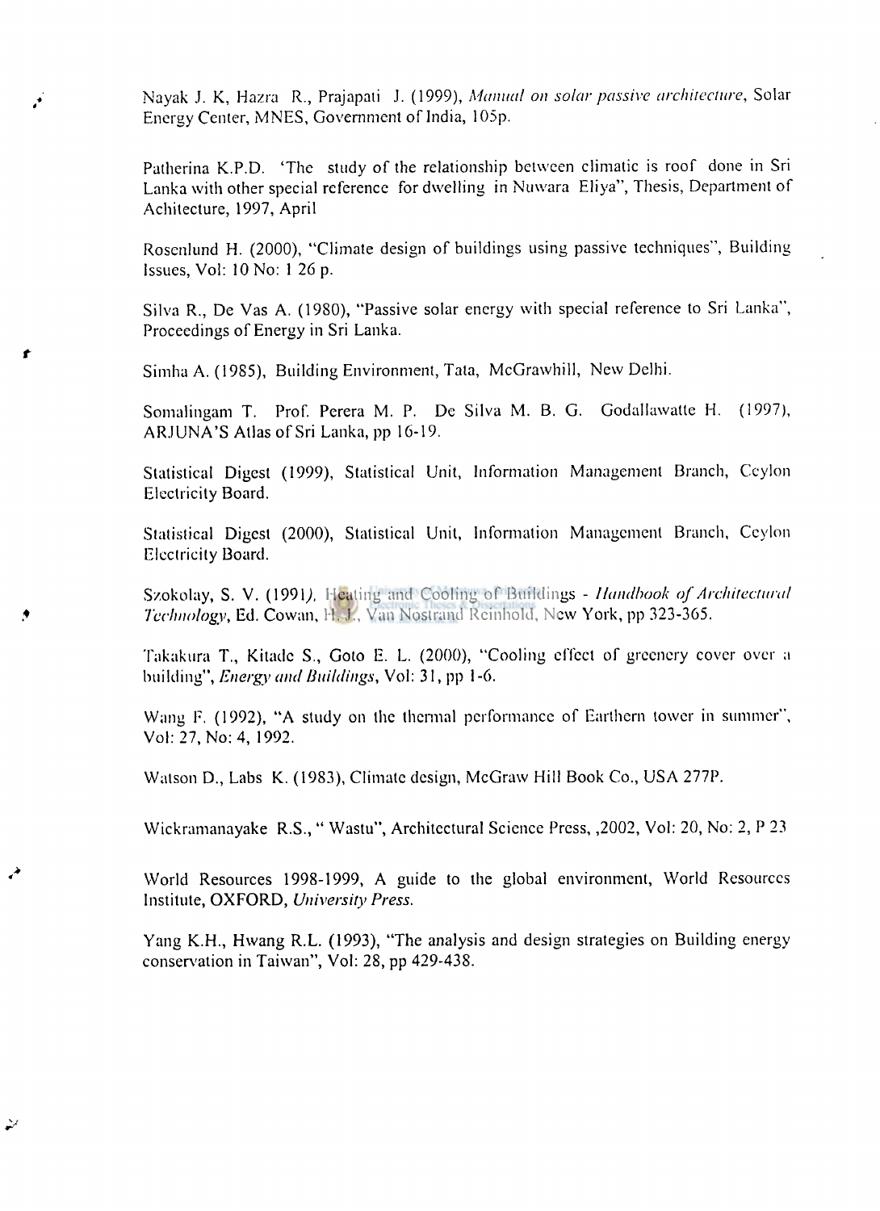Nayak J. K, Hazra R., Prajapati J. (1999), *Manual on solar passive architecture*, Solar Energy Center, MNES, Government of India, 105p.

Patherina K.P.D. 'The study of the relationship between climatic is roof done in Sri Lanka with other special reference for dwelling in Nuwara Eliya", Thesis, Department of Achitecture, 1997, April

Rosenlund H. (2000), "Climate design of buildings using passive techniques", Building Issues, Vol: 10 No: 1 26 p.

Silva R., De Vas A. (1980), "Passive solar energy with special reference to Sri Lanka", Proceedings of Energy in Sri Lanka.

Simha A. (1985), Building Environment, Tata, McGrawhill, New Delhi.

Somalingam T. Prof. Perera M. P. De Silva M. B. G. Godallawatte H. (1997), ARJUNA'S Atlas of Sri Lanka, pp 16-19.

Statistical Digest (1999), Statistical Unit, Information Management Branch, Ceylon Electricity Board.

Statistical Digest (2000), Statistical Unit, Information Management Branch, Ceylon Electricity Board.

Szokolay, S. V. (1991), Heating and Cooling of Buildings - *Handbook of Architectural Technology*, Ed. Cowan, H. J., Van Nostrand Reinhold, New York, pp 323-365.

Takakura T., Kitade S., Goto E. L. (2000), "Cooling effect of greenery cover over a building", *Energy and Buildings*, Vol: 31, pp 1-6.

Wang F. (1992), "A study on the thermal performance of Earthern tower in summer", Vol: 27, No: 4, 1992.

Watson D., Labs K. (1983), Climate design, McGraw Hill Book Co., USA 277P.

Wickramanayake R.S., " Wastu", Architectural Science Press, ,2002, Vol: 20, No: 2, P 23

World Resources 1998-1999, A guide to the global environment, World Resources Institute, OXFORD, *University Press*.

Yang K.H., Hwang R.L. (1993), "The analysis and design strategies on Building energy conservation in Taiwan", Vol: 28, pp 429-438.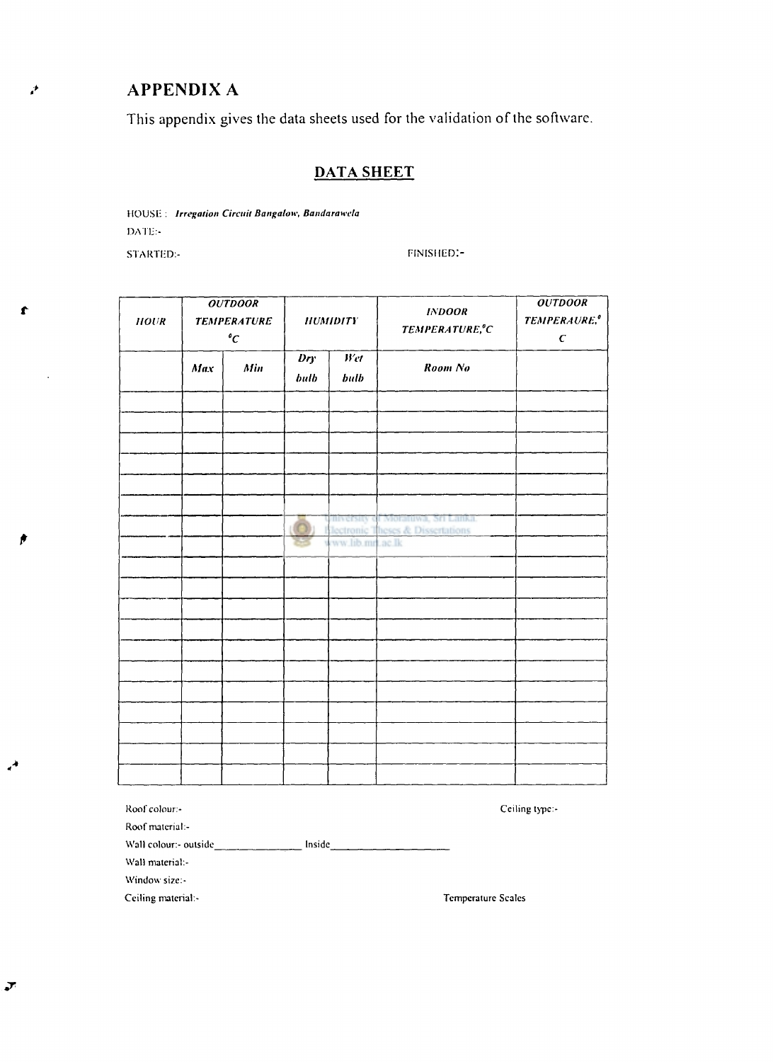# APPENDIX A

This appendix gives the data sheets used for the validation of the software.

## DATA SHEET

HOUSE : ***Irregation Circuit Bangalow, Bandarawela***

DATE:-

STARTED:- FINISHED:-

| ***HOUR*** | ***OUTDOOR TEMPERATURE °C*** | | ***HUMIDITY*** | | ***INDOOR TEMPERATURE,°C*** | ***OUTDOOR TEMPERAURE,° C*** |
|---|---|---|---|---|---|---|
| | ***Max*** | ***Min*** | ***Dry bulb*** | ***Wet bulb*** | ***Room No*** | |
| | | | | | | |
| | | | | | | |
| | | | | | | |
| | | | | | | |
| | | | | | | |
| | | | | | | |
| | | | | | | |
| | | | | | | |
| | | | | | | |
| | | | | | | |
| | | | | | | |
| | | | | | | |
| | | | | | | |
| | | | | | | |
| | | | | | | |
| | | | | | | |
| | | | | | | |
| | | | | | | |
| | | | | | | |

Roof colour:- Ceiling type:-

Roof material:-

Wall colour:- outside_______________ Inside_____________________

Wall material:-

Window size:-

Ceiling material:- Temperature Scales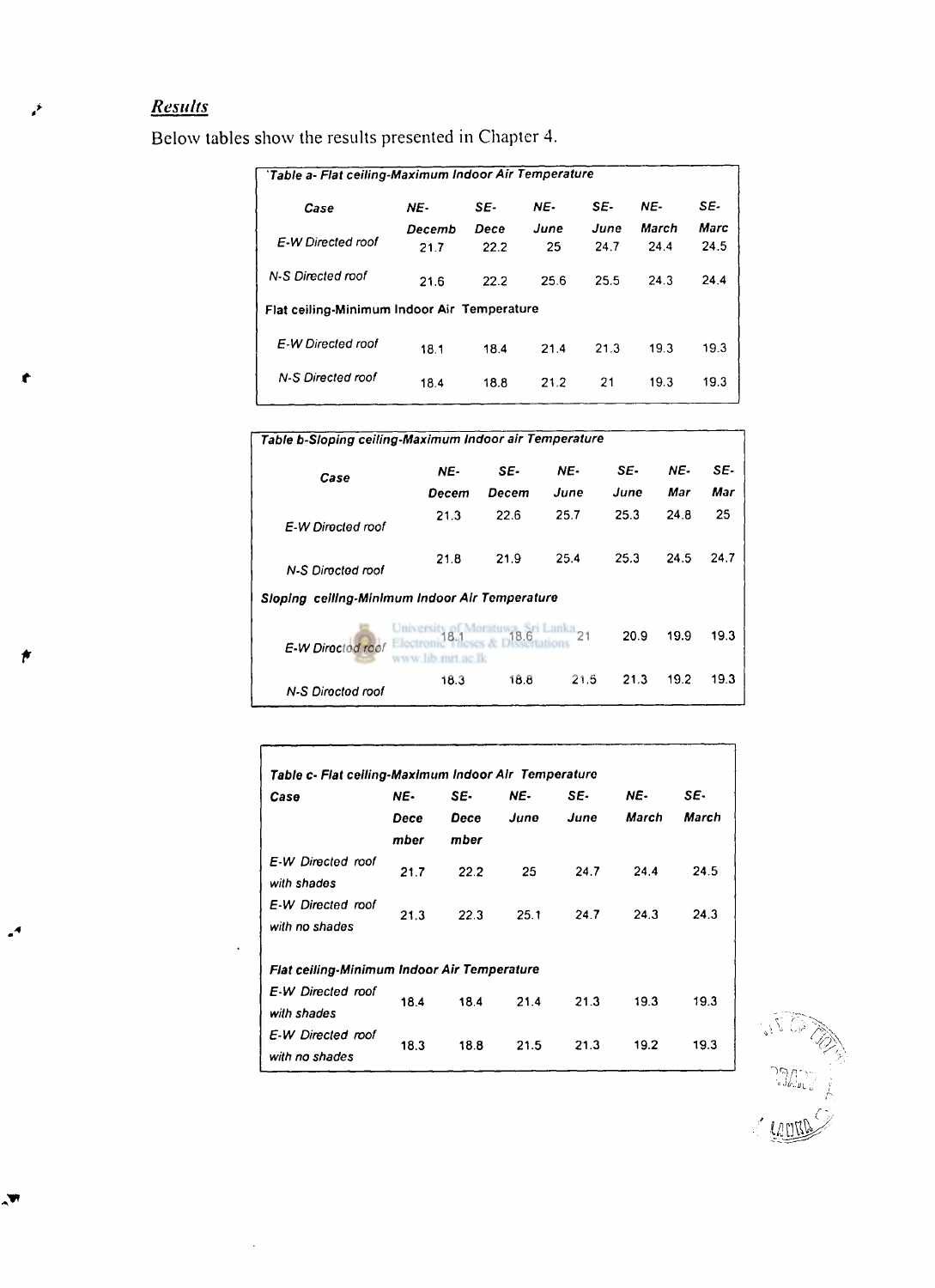***Results***

Below tables show the results presented in Chapter 4.

| *Table a- Flat ceiling-Maximum Indoor Air Temperature* | | | | | | |
|---|---|---|---|---|---|---|
| ***Case*** | ***NE-Decemb*** | ***SE-Dece*** | ***NE-June*** | ***SE-June*** | ***NE-March*** | ***SE-Marc*** |
| *E-W Directed roof* | 21.7 | 22.2 | 25 | 24.7 | 24.4 | 24.5 |
| *N-S Directed roof* | 21.6 | 22.2 | 25.6 | 25.5 | 24.3 | 24.4 |
| **Flat ceiling-Minimum Indoor Air Temperature** | | | | | | |
| *E-W Directed roof* | 18.1 | 18.4 | 21.4 | 21.3 | 19.3 | 19.3 |
| *N-S Directed roof* | 18.4 | 18.8 | 21.2 | 21 | 19.3 | 19.3 |

| *Table b-Sloping ceiling-Maximum Indoor air Temperature* | | | | | | |
|---|---|---|---|---|---|---|
| ***Case*** | ***NE-Decem*** | ***SE-Decem*** | ***NE-June*** | ***SE-June*** | ***NE-Mar*** | ***SE-Mar*** |
| *E-W Directed roof* | 21.3 | 22.6 | 25.7 | 25.3 | 24.8 | 25 |
| *N-S Directed roof* | 21.8 | 21.9 | 25.4 | 25.3 | 24.5 | 24.7 |
| ***Sloping ceiling-Minimum Indoor Air Temperature*** | | | | | | |
| *E-W Directed roof* | 18.1 | 18.6 | 21 | 20.9 | 19.9 | 19.3 |
| *N-S Directed roof* | 18.3 | 18.8 | 21.5 | 21.3 | 19.2 | 19.3 |

| *Table c- Flat ceiling-Maximum Indoor Air Temperature* | | | | | | |
|---|---|---|---|---|---|---|
| ***Case*** | ***NE-December*** | ***SE-December*** | ***NE-June*** | ***SE-June*** | ***NE-March*** | ***SE-March*** |
| *E-W Directed roof with shades* | 21.7 | 22.2 | 25 | 24.7 | 24.4 | 24.5 |
| *E-W Directed roof with no shades* | 21.3 | 22.3 | 25.1 | 24.7 | 24.3 | 24.3 |
| ***Flat ceiling-Minimum Indoor Air Temperature*** | | | | | | |
| *E-W Directed roof with shades* | 18.4 | 18.4 | 21.4 | 21.3 | 19.3 | 19.3 |
| *E-W Directed roof with no shades* | 18.3 | 18.8 | 21.5 | 21.3 | 19.2 | 19.3 |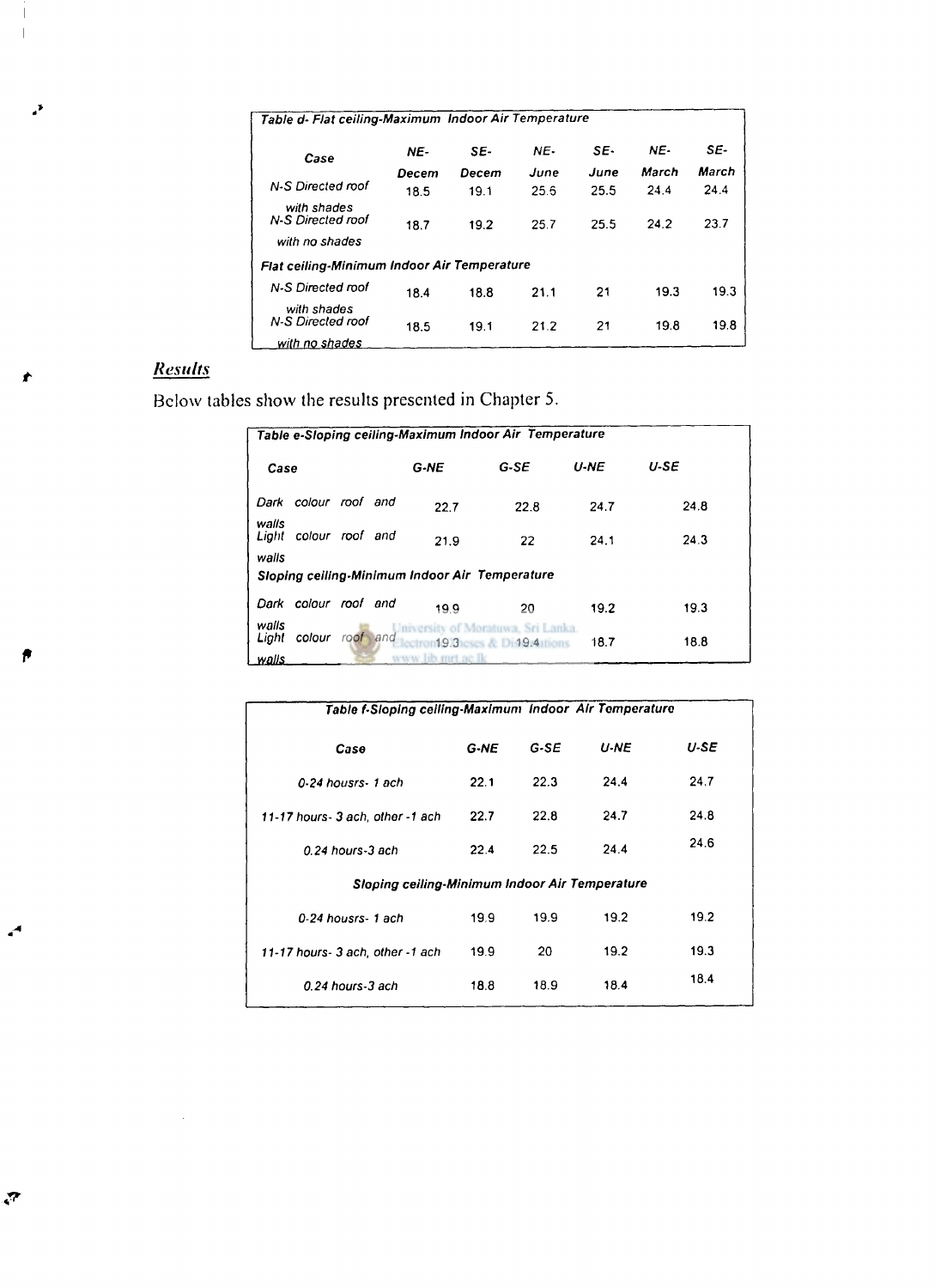| Table d- Flat ceiling-Maximum Indoor Air Temperature | | | | | | |
|---|---|---|---|---|---|---|
| Case | NE-Decem | SE-Decem | NE-June | SE-June | NE-March | SE-March |
| N-S Directed roof with shades | 18.5 | 19.1 | 25.6 | 25.5 | 24.4 | 24.4 |
| N-S Directed roof with no shades | 18.7 | 19.2 | 25.7 | 25.5 | 24.2 | 23.7 |
| **Flat ceiling-Minimum Indoor Air Temperature** | | | | | | |
| N-S Directed roof with shades | 18.4 | 18.8 | 21.1 | 21 | 19.3 | 19.3 |
| N-S Directed roof with no shades | 18.5 | 19.1 | 21.2 | 21 | 19.8 | 19.8 |

## *Results*

Below tables show the results presented in Chapter 5.

| Table e-Sloping ceiling-Maximum Indoor Air Temperature | | | | |
|---|---|---|---|---|
| Case | G-NE | G-SE | U-NE | U-SE |
| Dark colour roof and walls | 22.7 | 22.8 | 24.7 | 24.8 |
| Light colour roof and walls | 21.9 | 22 | 24.1 | 24.3 |
| **Sloping ceiling-Minimum Indoor Air Temperature** | | | | |
| Dark colour roof and walls | 19.9 | 20 | 19.2 | 19.3 |
| Light colour roof and walls | 19.3 | 19.4 | 18.7 | 18.8 |

| Table f-Sloping ceiling-Maximum Indoor Air Temperature | | | | |
|---|---|---|---|---|
| Case | G-NE | G-SE | U-NE | U-SE |
| 0-24 housrs- 1 ach | 22.1 | 22.3 | 24.4 | 24.7 |
| 11-17 hours- 3 ach, other -1 ach | 22.7 | 22.8 | 24.7 | 24.8 |
| 0.24 hours-3 ach | 22.4 | 22.5 | 24.4 | 24.6 |
| **Sloping ceiling-Minimum Indoor Air Temperature** | | | | |
| 0-24 housrs- 1 ach | 19.9 | 19.9 | 19.2 | 19.2 |
| 11-17 hours- 3 ach, other -1 ach | 19.9 | 20 | 19.2 | 19.3 |
| 0.24 hours-3 ach | 18.8 | 18.9 | 18.4 | 18.4 |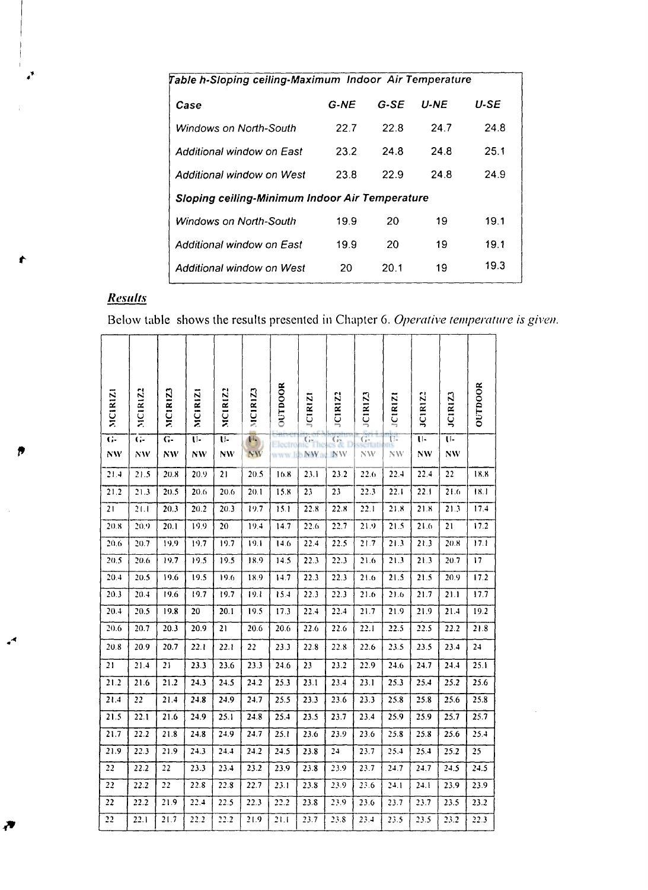| *Table h-Sloping ceiling-Maximum Indoor Air Temperature* | | | | |
|---|---|---|---|---|
| ***Case*** | ***G-NE*** | ***G-SE*** | ***U-NE*** | ***U-SE*** |
| *Windows on North-South* | 22.7 | 22.8 | 24.7 | 24.8 |
| *Additional window on East* | 23.2 | 24.8 | 24.8 | 25.1 |
| *Additional window on West* | 23.8 | 22.9 | 24.8 | 24.9 |
| ***Sloping ceiling-Minimum Indoor Air Temperature*** | | | | |
| *Windows on North-South* | 19.9 | 20 | 19 | 19.1 |
| *Additional window on East* | 19.9 | 20 | 19 | 19.1 |
| *Additional window on West* | 20 | 20.1 | 19 | 19.3 |

## *Results*

Below table shows the results presented in Chapter 6. *Operative temperature is given.*

| MC1R1Z1 | MC1R1Z2 | MC1R1Z3 | MC1R1Z1 | MC1R1Z2 | MC1R1Z3 | OUTDOOR | JC1R1Z1 | JC1R1Z2 | JC1R1Z3 | JC1R1Z1 | JC1R1Z2 | JC1R1Z3 | OUTDOOR |
|---|---|---|---|---|---|---|---|---|---|---|---|---|---|
| G-NW | G-NW | G-NW | U-NW | U-NW | U-NW | | G-NW | G-NW | G-NW | U-NW | U-NW | U-NW | |
| 21.4 | 21.5 | 20.8 | 20.9 | 21 | 20.5 | 16.8 | 23.1 | 23.2 | 22.6 | 22.4 | 22.4 | 22 | 18.8 |
| 21.2 | 21.3 | 20.5 | 20.6 | 20.6 | 20.1 | 15.8 | 23 | 23 | 22.3 | 22.1 | 22.1 | 21.6 | 18.1 |
| 21 | 21.1 | 20.3 | 20.2 | 20.3 | 19.7 | 15.1 | 22.8 | 22.8 | 22.1 | 21.8 | 21.8 | 21.3 | 17.4 |
| 20.8 | 20.9 | 20.1 | 19.9 | 20 | 19.4 | 14.7 | 22.6 | 22.7 | 21.9 | 21.5 | 21.6 | 21 | 17.2 |
| 20.6 | 20.7 | 19.9 | 19.7 | 19.7 | 19.1 | 14.6 | 22.4 | 22.5 | 21.7 | 21.3 | 21.3 | 20.8 | 17.1 |
| 20.5 | 20.6 | 19.7 | 19.5 | 19.5 | 18.9 | 14.5 | 22.3 | 22.3 | 21.6 | 21.3 | 21.3 | 20.7 | 17 |
| 20.4 | 20.5 | 19.6 | 19.5 | 19.6 | 18.9 | 14.7 | 22.3 | 22.3 | 21.6 | 21.5 | 21.5 | 20.9 | 17.2 |
| 20.3 | 20.4 | 19.6 | 19.7 | 19.7 | 19.1 | 15.4 | 22.3 | 22.3 | 21.6 | 21.6 | 21.7 | 21.1 | 17.7 |
| 20.4 | 20.5 | 19.8 | 20 | 20.1 | 19.5 | 17.3 | 22.4 | 22.4 | 21.7 | 21.9 | 21.9 | 21.4 | 19.2 |
| 20.6 | 20.7 | 20.3 | 20.9 | 21 | 20.6 | 20.6 | 22.6 | 22.6 | 22.1 | 22.5 | 22.5 | 22.2 | 21.8 |
| 20.8 | 20.9 | 20.7 | 22.1 | 22.1 | 22 | 23.3 | 22.8 | 22.8 | 22.6 | 23.5 | 23.5 | 23.4 | 24 |
| 21 | 21.4 | 21 | 23.3 | 23.6 | 23.3 | 24.6 | 23 | 23.2 | 22.9 | 24.6 | 24.7 | 24.4 | 25.1 |
| 21.2 | 21.6 | 21.2 | 24.3 | 24.5 | 24.2 | 25.3 | 23.1 | 23.4 | 23.1 | 25.3 | 25.4 | 25.2 | 25.6 |
| 21.4 | 22 | 21.4 | 24.8 | 24.9 | 24.7 | 25.5 | 23.3 | 23.6 | 23.3 | 25.8 | 25.8 | 25.6 | 25.8 |
| 21.5 | 22.1 | 21.6 | 24.9 | 25.1 | 24.8 | 25.4 | 23.5 | 23.7 | 23.4 | 25.9 | 25.9 | 25.7 | 25.7 |
| 21.7 | 22.2 | 21.8 | 24.8 | 24.9 | 24.7 | 25.1 | 23.6 | 23.9 | 23.6 | 25.8 | 25.8 | 25.6 | 25.4 |
| 21.9 | 22.3 | 21.9 | 24.3 | 24.4 | 24.2 | 24.5 | 23.8 | 24 | 23.7 | 25.4 | 25.4 | 25.2 | 25 |
| 22 | 22.2 | 22 | 23.3 | 23.4 | 23.2 | 23.9 | 23.8 | 23.9 | 23.7 | 24.7 | 24.7 | 24.5 | 24.5 |
| 22 | 22.2 | 22 | 22.8 | 22.8 | 22.7 | 23.1 | 23.8 | 23.9 | 23.6 | 24.1 | 24.1 | 23.9 | 23.9 |
| 22 | 22.2 | 21.9 | 22.4 | 22.5 | 22.3 | 22.2 | 23.8 | 23.9 | 23.6 | 23.7 | 23.7 | 23.5 | 23.2 |
| 22 | 22.1 | 21.7 | 22.2 | 22.2 | 21.9 | 21.1 | 23.7 | 23.8 | 23.4 | 23.5 | 23.5 | 23.2 | 22.3 |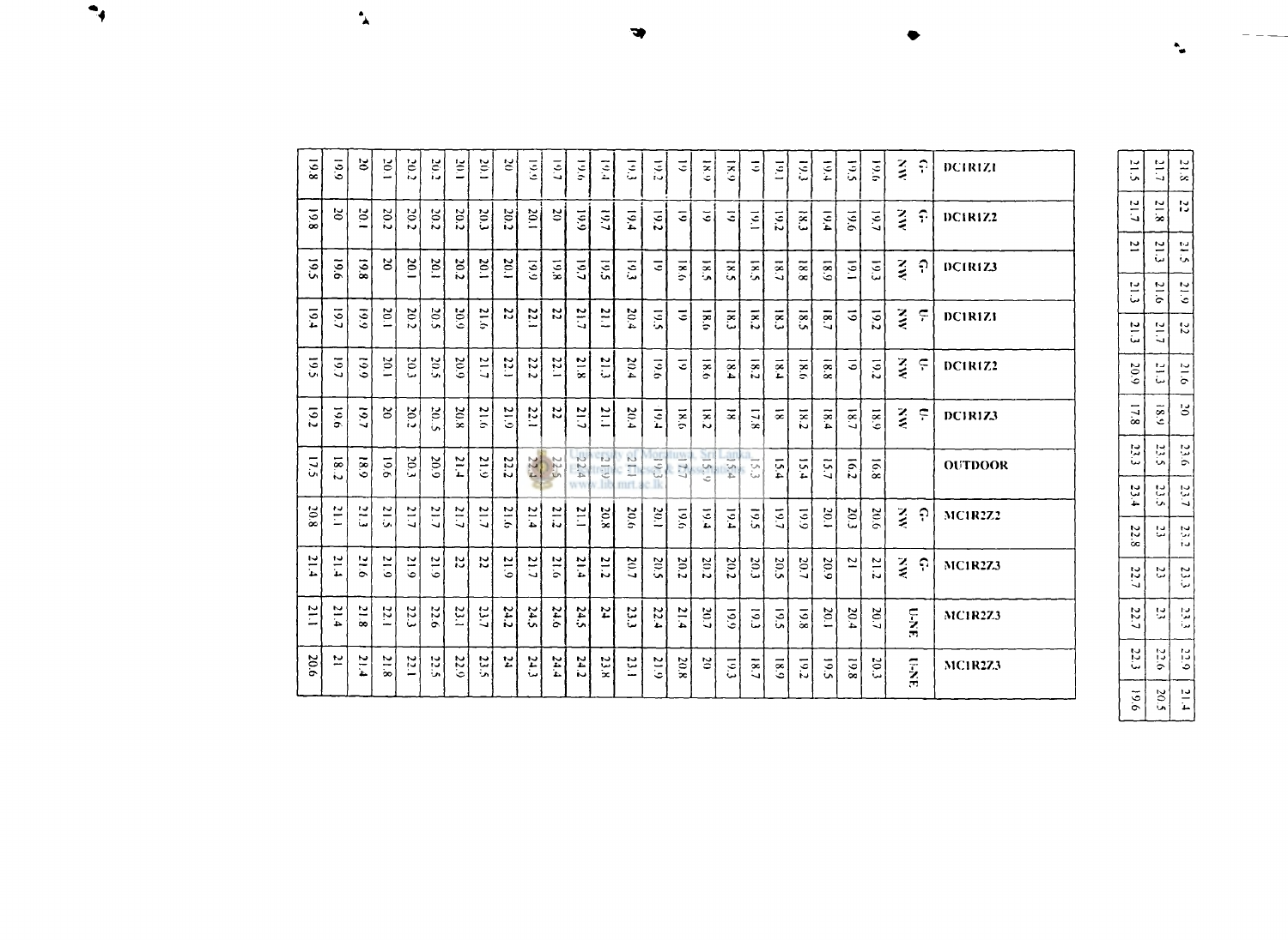| DC1R1Z1 | DC1R1Z2 | DC1R1Z3 | DC1R1Z1 | DC1R1Z2 | DC1R1Z3 | OUTDOOR | MC1R2Z2 | MC1R2Z3 | MC1R2Z3 | MC1R2Z3 |
|---|---|---|---|---|---|---|---|---|---|---|
| G-NW | G-NW | G-NW | U-NW | U-NW | U-NW | | G-NW | G-NW | U-NE | U-NE |
| 19.6 | 19.7 | 19.3 | 19.2 | 19.2 | 18.9 | 16.8 | 20.6 | 21.2 | 20.7 | 20.3 |
| 19.5 | 19.6 | 19.1 | 19 | 19 | 18.7 | 16.2 | 20.3 | 21 | 20.4 | 19.8 |
| 19.4 | 19.4 | 18.9 | 18.7 | 18.8 | 18.4 | 15.7 | 20.1 | 20.9 | 20.1 | 19.5 |
| 19.3 | 18.3 | 18.8 | 18.5 | 18.6 | 18.2 | 15.4 | 19.9 | 20.7 | 19.8 | 19.2 |
| 19.1 | 19.2 | 18.7 | 18.3 | 18.4 | 18 | 15.4 | 19.7 | 20.5 | 19.5 | 18.9 |
| 19 | 19.1 | 18.5 | 18.2 | 18.2 | 17.8 | 15.3 | 19.5 | 20.3 | 19.3 | 18.7 |
| 18.9 | 19 | 18.5 | 18.3 | 18.4 | 18 | 15.4 | 19.4 | 20.2 | 19.9 | 19.3 |
| 18.9 | 19 | 18.5 | 18.6 | 18.6 | 18.2 | 15.9 | 19.4 | 20.2 | 20.7 | 20 |
| 19 | 19 | 18.6 | 19 | 19 | 18.6 | 17.7 | 19.6 | 20.2 | 21.4 | 20.8 |
| 19.2 | 19.2 | 19 | 19.5 | 19.6 | 19.4 | 19.3 | 20.1 | 20.5 | 22.4 | 21.9 |
| 19.3 | 19.4 | 19.3 | 20.4 | 20.4 | 20.4 | 21.1 | 20.6 | 20.7 | 23.3 | 23.1 |
| 19.4 | 19.7 | 19.5 | 21.1 | 21.3 | 21.1 | 21.9 | 20.8 | 21.2 | 24 | 23.8 |
| 19.6 | 19.9 | 19.7 | 21.7 | 21.8 | 21.7 | 22.4 | 21.1 | 21.4 | 24.5 | 24.2 |
| 19.7 | 20 | 19.8 | 22 | 22.1 | 22 | 22.5 | 21.2 | 21.6 | 24.6 | 24.4 |
| 19.9 | 20.1 | 19.9 | 22.1 | 22.2 | 22.1 | 22.3 | 21.4 | 21.7 | 24.5 | 24.3 |
| 20 | 20.2 | 20.1 | 22 | 22.1 | 21.9 | 22.2 | 21.6 | 21.9 | 24.2 | 24 |
| 20.1 | 20.3 | 20.1 | 21.6 | 21.7 | 21.6 | 21.9 | 21.7 | 22 | 23.7 | 23.5 |
| 20.1 | 20.2 | 20.2 | 20.9 | 20.9 | 20.8 | 21.4 | 21.7 | 22 | 23.1 | 22.9 |
| 20.3 | 20.2 | 20.1 | 20.5 | 20.5 | 20.5 | 20.9 | 21.7 | 21.9 | 22.6 | 22.5 |
| 20.2 | 20.2 | 20.1 | 20.2 | 20.3 | 20.2 | 20.3 | 21.7 | 21.9 | 22.3 | 22.1 |
| 20.1 | 20.2 | 20 | 20.1 | 20.1 | 20 | 19.6 | 21.5 | 21.9 | 22.1 | 21.8 |
| 20 | 20.1 | 19.8 | 19.9 | 19.9 | 19.7 | 18.9 | 21.3 | 21.6 | 21.8 | 21.4 |
| 19.9 | 20 | 19.6 | 19.7 | 19.7 | 19.6 | 18.2 | 21.1 | 21.4 | 21.4 | 21 |
| 19.8 | 19.8 | 19.5 | 19.4 | 19.5 | 19.2 | 17.5 | 20.8 | 21.4 | 21.1 | 20.6 |

| | | | | | | | | | | | | | |
|---|---|---|---|---|---|---|---|---|---|---|---|---|---|
| 21.8 | 22 | 21.5 | 21.9 | 22 | 21.6 | 20 | 23.6 | 23.7 | 23.2 | 23.3 | 23.3 | 22.9 | 21.4 |
| 21.7 | 21.8 | 21.3 | 21.6 | 21.7 | 21.3 | 18.9 | 23.5 | 23.5 | 23 | 23 | 23 | 22.6 | 20.5 |
| 21.5 | 21.7 | 21 | 21.3 | 21.3 | 20.9 | 17.8 | 22.3 | 23.4 | 22.8 | 22.7 | 22.7 | 22.3 | 19.6 |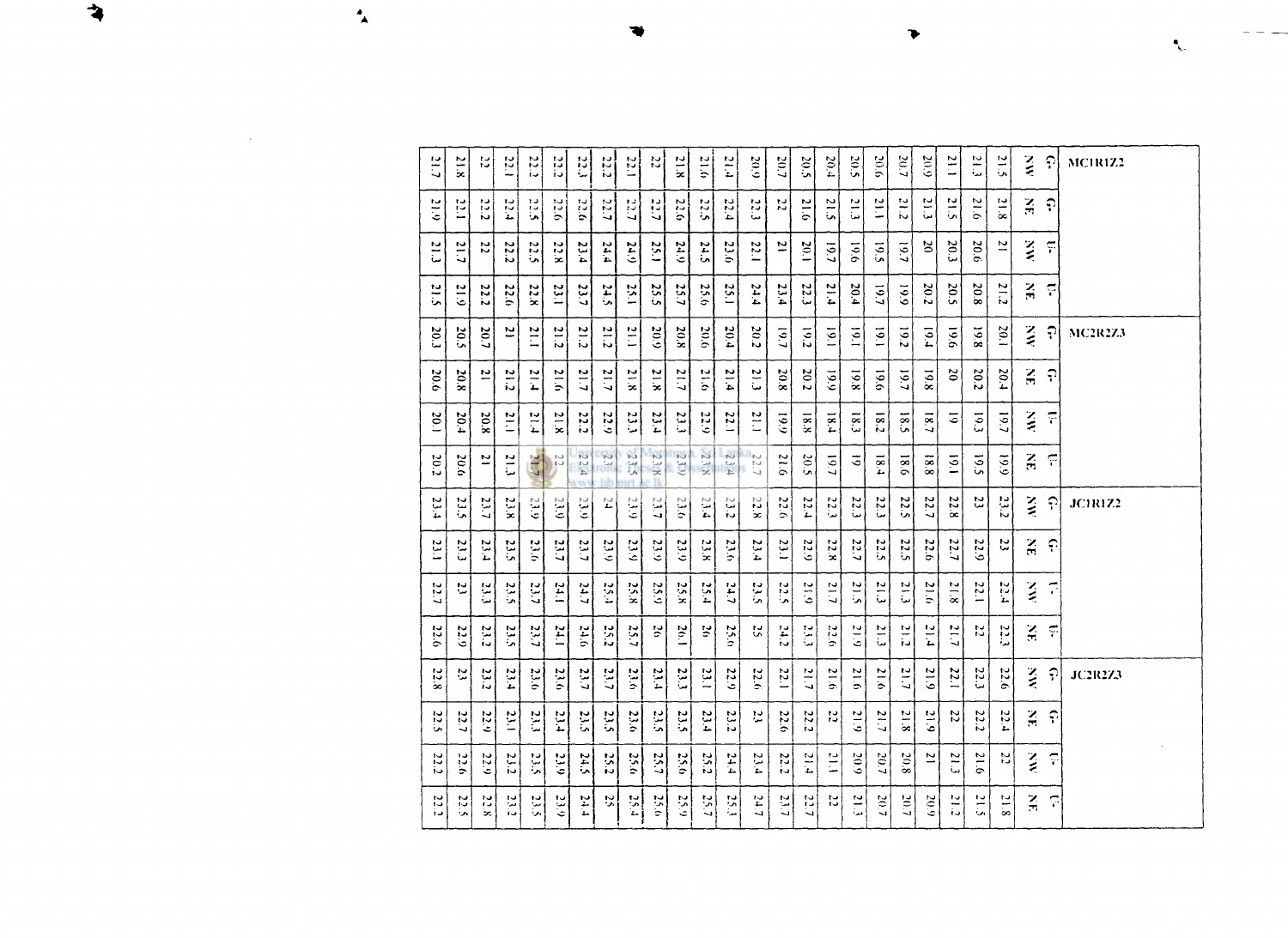| MC1R1Z2 | | | | MC2R2Z3 | | | | JC1R1Z2 | | | | JC2R2Z3 | | | |
|---|---|---|---|---|---|---|---|---|---|---|---|---|---|---|---|
| G-NW | G-NE | U-NW | U-NE | G-NW | G-NE | U-NW | U-NE | G-NW | G-NE | U-NW | U-NE | G-NW | G-NE | U-NW | U-NE |
| 21.5 | 21.8 | 21 | 21.2 | 20.1 | 20.4 | 19.7 | 19.9 | 23.2 | 23 | 22.4 | 22.3 | 22.6 | 22.4 | 22 | 21.8 |
| 21.3 | 21.6 | 20.6 | 20.8 | 19.8 | 20.2 | 19.3 | 19.5 | 23 | 22.9 | 22.1 | 22 | 22.3 | 22.2 | 21.6 | 21.5 |
| 21.1 | 21.5 | 20.3 | 20.5 | 19.6 | 20 | 19 | 19.1 | 22.8 | 22.7 | 21.8 | 21.7 | 22.1 | 22 | 21.3 | 21.2 |
| 20.9 | 21.3 | 20 | 20.2 | 19.4 | 19.8 | 18.7 | 18.8 | 22.7 | 22.6 | 21.6 | 21.4 | 21.9 | 21.9 | 21 | 20.9 |
| 20.7 | 21.2 | 19.7 | 19.9 | 19.2 | 19.7 | 18.5 | 18.6 | 22.5 | 22.5 | 21.3 | 21.2 | 21.7 | 21.8 | 20.8 | 20.7 |
| 20.6 | 21.1 | 19.5 | 19.7 | 19.1 | 19.6 | 18.2 | 18.4 | 22.3 | 22.5 | 21.3 | 21.3 | 21.6 | 21.7 | 20.7 | 20.7 |
| 20.5 | 21.3 | 19.6 | 20.4 | 19.1 | 19.8 | 18.3 | 19 | 22.3 | 22.7 | 21.5 | 21.9 | 21.6 | 21.9 | 20.9 | 21.3 |
| 20.4 | 21.5 | 19.7 | 21.4 | 19.1 | 19.9 | 18.4 | 19.7 | 22.3 | 22.8 | 21.7 | 22.6 | 21.6 | 22 | 21.1 | 22 |
| 20.5 | 21.6 | 20.1 | 22.3 | 19.2 | 20.2 | 18.8 | 20.5 | 22.4 | 22.9 | 21.9 | 23.3 | 21.7 | 22.2 | 21.4 | 22.7 |
| 20.7 | 22 | 21 | 23.4 | 19.7 | 20.8 | 19.9 | 21.6 | 22.6 | 23.1 | 22.5 | 24.2 | 22.1 | 22.6 | 22.2 | 23.7 |
| 20.9 | 22.3 | 22.1 | 24.4 | 20.2 | 21.3 | 21.1 | 22.7 | 22.8 | 23.4 | 23.5 | 25 | 22.6 | 23 | 23.4 | 24.7 |
| 21.4 | 22.4 | 23.6 | 25.1 | 20.4 | 21.4 | 22.1 | 23.4 | 23.2 | 23.6 | 24.7 | 25.6 | 22.9 | 23.2 | 24.4 | 25.3 |
| 21.6 | 22.5 | 24.5 | 25.6 | 20.6 | 21.6 | 22.9 | 23.8 | 23.4 | 23.8 | 25.4 | 26 | 23.1 | 23.4 | 25.2 | 25.7 |
| 21.8 | 22.6 | 24.9 | 25.7 | 20.8 | 21.7 | 23.3 | 23.9 | 23.6 | 23.9 | 25.8 | 26.1 | 23.3 | 23.5 | 25.6 | 25.9 |
| 22 | 22.7 | 25.1 | 25.5 | 20.9 | 21.8 | 23.4 | 23.8 | 23.7 | 23.9 | 25.9 | 26 | 23.4 | 23.5 | 25.7 | 25.6 |
| 22.1 | 22.7 | 24.9 | 25.1 | 21.1 | 21.8 | 23.3 | 23.5 | 23.9 | 23.9 | 25.8 | 25.7 | 23.6 | 23.6 | 25.6 | 25.4 |
| 22.2 | 22.7 | 24.4 | 24.5 | 21.2 | 21.7 | 22.9 | 23 | 24 | 23.9 | 25.4 | 25.2 | 23.7 | 23.5 | 25.2 | 25 |
| 22.3 | 22.6 | 23.4 | 23.7 | 21.2 | 21.7 | 22.2 | 22.4 | 23.9 | 23.7 | 24.7 | 24.6 | 23.7 | 23.5 | 24.5 | 24.4 |
| 22.2 | 22.6 | 22.8 | 23.1 | 21.2 | 21.6 | 21.8 | 22 | 23.9 | 23.7 | 24.1 | 24.1 | 23.6 | 23.4 | 23.9 | 23.9 |
| 22.2 | 22.5 | 22.5 | 22.8 | 21.1 | 21.4 | 21.4 | 21.7 | 23.9 | 23.6 | 23.7 | 23.7 | 23.6 | 23.3 | 23.5 | 23.5 |
| 22.1 | 22.4 | 22.2 | 22.6 | 21 | 21.2 | 21.1 | 21.3 | 23.8 | 23.5 | 23.5 | 23.5 | 23.4 | 23.1 | 23.2 | 23.2 |
| 22 | 22.2 | 22 | 22.2 | 20.7 | 21 | 20.8 | 21 | 23.7 | 23.4 | 23.3 | 23.2 | 23.2 | 22.9 | 22.9 | 22.8 |
| 21.8 | 22.1 | 21.7 | 21.9 | 20.5 | 20.8 | 20.4 | 20.6 | 23.5 | 23.3 | 23 | 22.9 | 23 | 22.7 | 22.6 | 22.5 |
| 21.7 | 21.9 | 21.3 | 21.5 | 20.3 | 20.6 | 20.1 | 20.2 | 23.4 | 23.1 | 22.7 | 22.6 | 22.8 | 22.5 | 22.2 | 22.2 |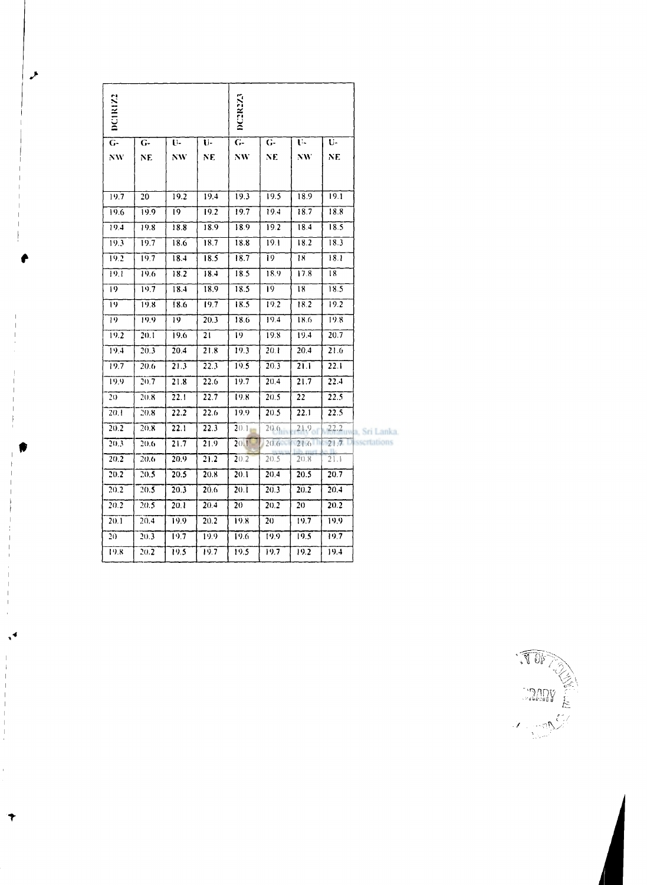| DC1R1Z2 | | | | DC2R2Z3 | | | |
|---|---|---|---|---|---|---|---|
| G-NW | G-NE | U-NW | U-NE | G-NW | G-NE | U-NW | U-NE |
| 19.7 | 20 | 19.2 | 19.4 | 19.3 | 19.5 | 18.9 | 19.1 |
| 19.6 | 19.9 | 19 | 19.2 | 19.7 | 19.4 | 18.7 | 18.8 |
| 19.4 | 19.8 | 18.8 | 18.9 | 18.9 | 19.2 | 18.4 | 18.5 |
| 19.3 | 19.7 | 18.6 | 18.7 | 18.8 | 19.1 | 18.2 | 18.3 |
| 19.2 | 19.7 | 18.4 | 18.5 | 18.7 | 19 | 18 | 18.1 |
| 19.1 | 19.6 | 18.2 | 18.4 | 18.5 | 18.9 | 17.8 | 18 |
| 19 | 19.7 | 18.4 | 18.9 | 18.5 | 19 | 18 | 18.5 |
| 19 | 19.8 | 18.6 | 19.7 | 18.5 | 19.2 | 18.2 | 19.2 |
| 19 | 19.9 | 19 | 20.3 | 18.6 | 19.4 | 18.6 | 19.8 |
| 19.2 | 20.1 | 19.6 | 21 | 19 | 19.8 | 19.4 | 20.7 |
| 19.4 | 20.3 | 20.4 | 21.8 | 19.3 | 20.1 | 20.4 | 21.6 |
| 19.7 | 20.6 | 21.3 | 22.3 | 19.5 | 20.3 | 21.1 | 22.1 |
| 19.9 | 20.7 | 21.8 | 22.6 | 19.7 | 20.4 | 21.7 | 22.4 |
| 20 | 20.8 | 22.1 | 22.7 | 19.8 | 20.5 | 22 | 22.5 |
| 20.1 | 20.8 | 22.2 | 22.6 | 19.9 | 20.5 | 22.1 | 22.5 |
| 20.2 | 20.8 | 22.1 | 22.3 | 20.1 | 20.6 | 21.9 | 22.2 |
| 20.3 | 20.6 | 21.7 | 21.9 | 20.1 | 20.6 | 21.6 | 21.7 |
| 20.2 | 20.6 | 20.9 | 21.2 | 20.2 | 20.5 | 20.8 | 21.1 |
| 20.2 | 20.5 | 20.5 | 20.8 | 20.1 | 20.4 | 20.5 | 20.7 |
| 20.2 | 20.5 | 20.3 | 20.6 | 20.1 | 20.3 | 20.2 | 20.4 |
| 20.2 | 20.5 | 20.1 | 20.4 | 20 | 20.2 | 20 | 20.2 |
| 20.1 | 20.4 | 19.9 | 20.2 | 19.8 | 20 | 19.7 | 19.9 |
| 20 | 20.3 | 19.7 | 19.9 | 19.6 | 19.9 | 19.5 | 19.7 |
| 19.8 | 20.2 | 19.5 | 19.7 | 19.5 | 19.7 | 19.2 | 19.4 |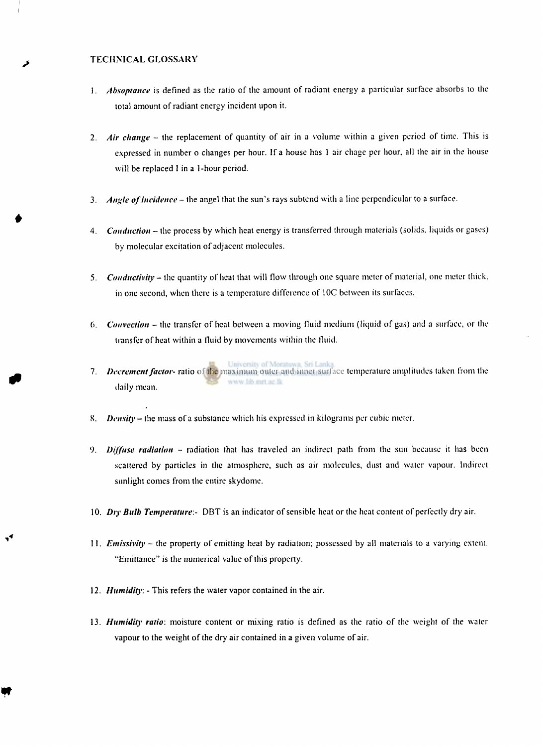# TECHNICAL GLOSSARY

1. *Absoptance* is defined as the ratio of the amount of radiant energy a particular surface absorbs to the total amount of radiant energy incident upon it.

2. *Air change* – the replacement of quantity of air in a volume within a given period of time. This is expressed in number o changes per hour. If a house has 1 air chage per hour, all the air in the house will be replaced I in a 1-hour period.

3. *Angle of incidence* – the angel that the sun's rays subtend with a line perpendicular to a surface.

4. *Conduction* – the process by which heat energy is transferred through materials (solids, liquids or gases) by molecular excitation of adjacent molecules.

5. *Conductivity* – the quantity of heat that will flow through one square meter of material, one meter thick, in one second, when there is a temperature difference of 10C between its surfaces.

6. *Convection* – the transfer of heat between a moving fluid medium (liquid of gas) and a surface, or the transfer of heat within a fluid by movements within the fluid.

7. *Decrement factor*- ratio of the maximum outer and inner surface temperature amplitudes taken from the daily mean.

8. *Density* – the mass of a substance which his expressed in kilograms per cubic meter.

9. *Diffuse radiation* – radiation that has traveled an indirect path from the sun because it has been scattered by particles in the atmosphere, such as air molecules, dust and water vapour. Indirect sunlight comes from the entire skydome.

10. *Dry Bulb Temperature*:- DBT is an indicator of sensible heat or the heat content of perfectly dry air.

11. *Emissivity* – the property of emitting heat by radiation; possessed by all materials to a varying extent. "Emittance" is the numerical value of this property.

12. *Humidity*: - This refers the water vapor contained in the air.

13. *Humidity ratio*: moisture content or mixing ratio is defined as the ratio of the weight of the water vapour to the weight of the dry air contained in a given volume of air.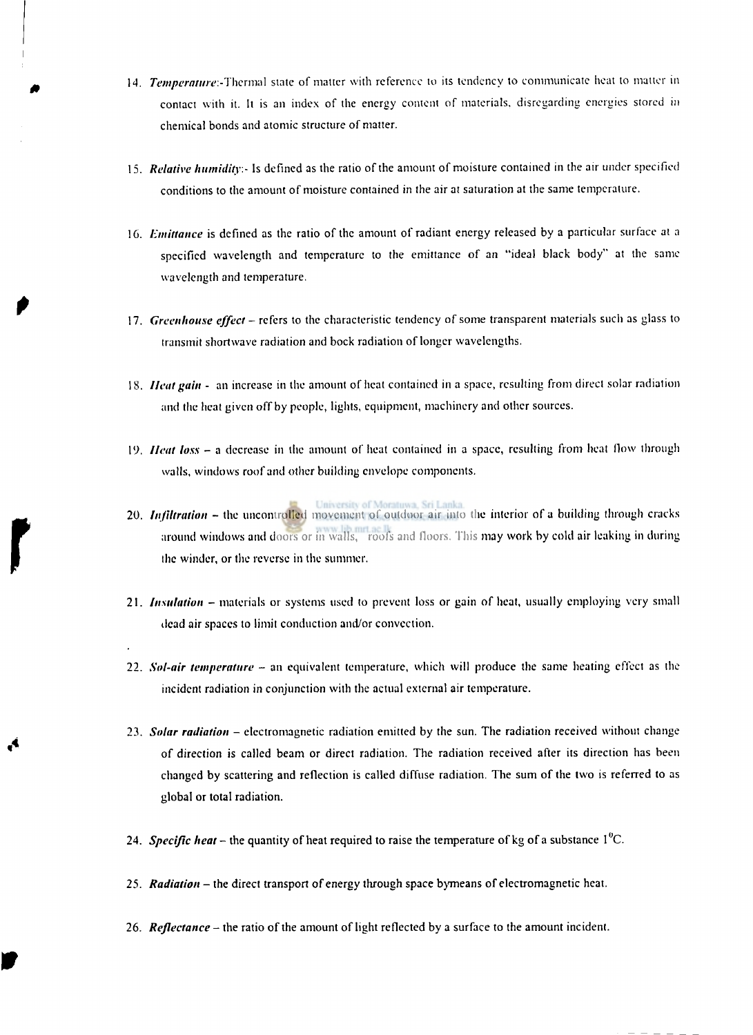14. ***Temperature***:-Thermal state of matter with reference to its tendency to communicate heat to matter in contact with it. It is an index of the energy content of materials, disregarding energies stored in chemical bonds and atomic structure of matter.

15. ***Relative humidity***:- Is defined as the ratio of the amount of moisture contained in the air under specified conditions to the amount of moisture contained in the air at saturation at the same temperature.

16. ***Emittance*** is defined as the ratio of the amount of radiant energy released by a particular surface at a specified wavelength and temperature to the emittance of an "ideal black body" at the same wavelength and temperature.

17. ***Greenhouse effect*** – refers to the characteristic tendency of some transparent materials such as glass to transmit shortwave radiation and bock radiation of longer wavelengths.

18. ***Heat gain*** - an increase in the amount of heat contained in a space, resulting from direct solar radiation and the heat given off by people, lights, equipment, machinery and other sources.

19. ***Heat loss*** – a decrease in the amount of heat contained in a space, resulting from heat flow through walls, windows roof and other building envelope components.

20. ***Infiltration*** – the uncontrolled movement of outdoor air into the interior of a building through cracks around windows and doors or in walls, roofs and floors. This may work by cold air leaking in during the winder, or the reverse in the summer.

21. ***Insulation*** – materials or systems used to prevent loss or gain of heat, usually employing very small dead air spaces to limit conduction and/or convection.

22. ***Sol-air temperature*** – an equivalent temperature, which will produce the same heating effect as the incident radiation in conjunction with the actual external air temperature.

23. ***Solar radiation*** – electromagnetic radiation emitted by the sun. The radiation received without change of direction is called beam or direct radiation. The radiation received after its direction has been changed by scattering and reflection is called diffuse radiation. The sum of the two is referred to as global or total radiation.

24. ***Specific heat*** – the quantity of heat required to raise the temperature of kg of a substance $1^0$C.

25. ***Radiation*** – the direct transport of energy through space bymeans of electromagnetic heat.

26. ***Reflectance*** – the ratio of the amount of light reflected by a surface to the amount incident.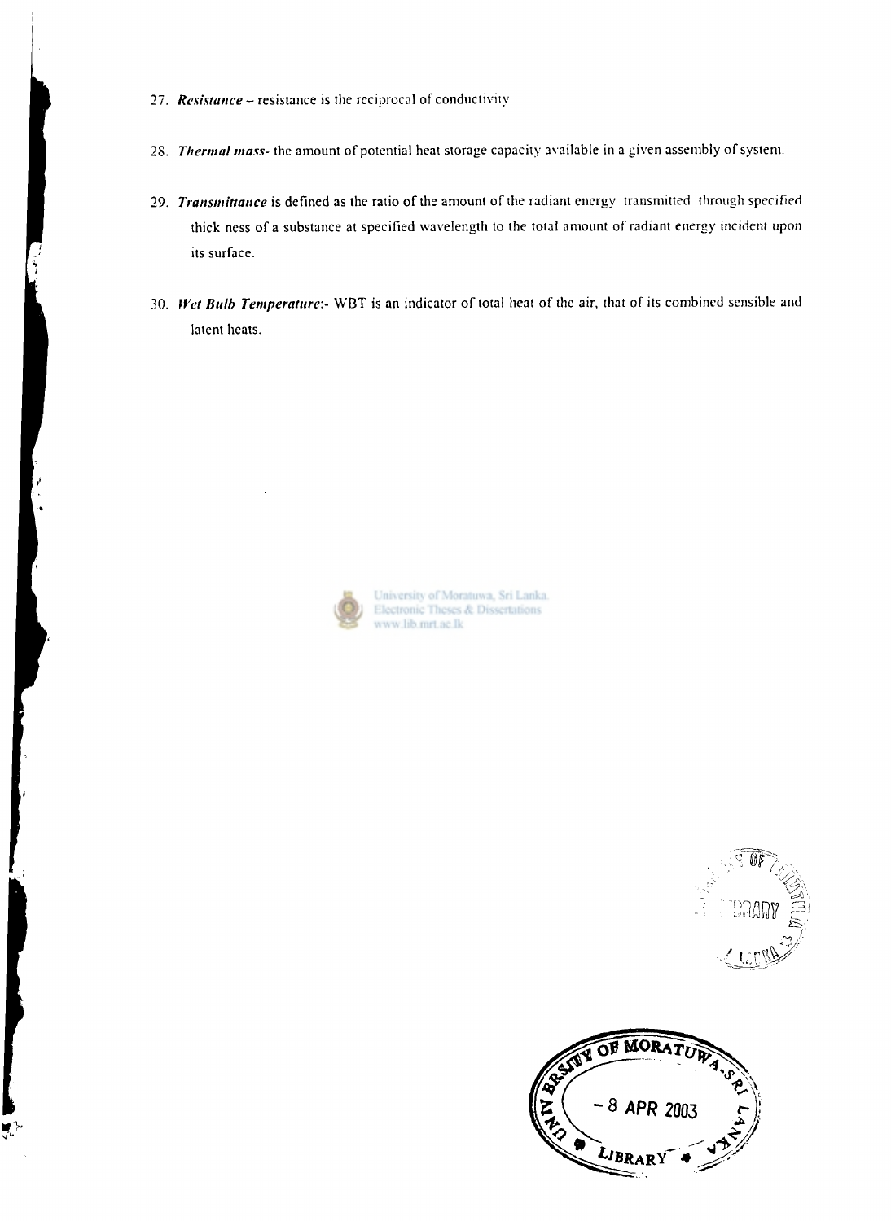27. ***Resistance*** – resistance is the reciprocal of conductivity

28. ***Thermal mass***- the amount of potential heat storage capacity available in a given assembly of system.

29. ***Transmittance*** is defined as the ratio of the amount of the radiant energy transmitted through specified thick ness of a substance at specified wavelength to the total amount of radiant energy incident upon its surface.

30. ***Wet Bulb Temperature***:- WBT is an indicator of total heat of the air, that of its combined sensible and latent heats.